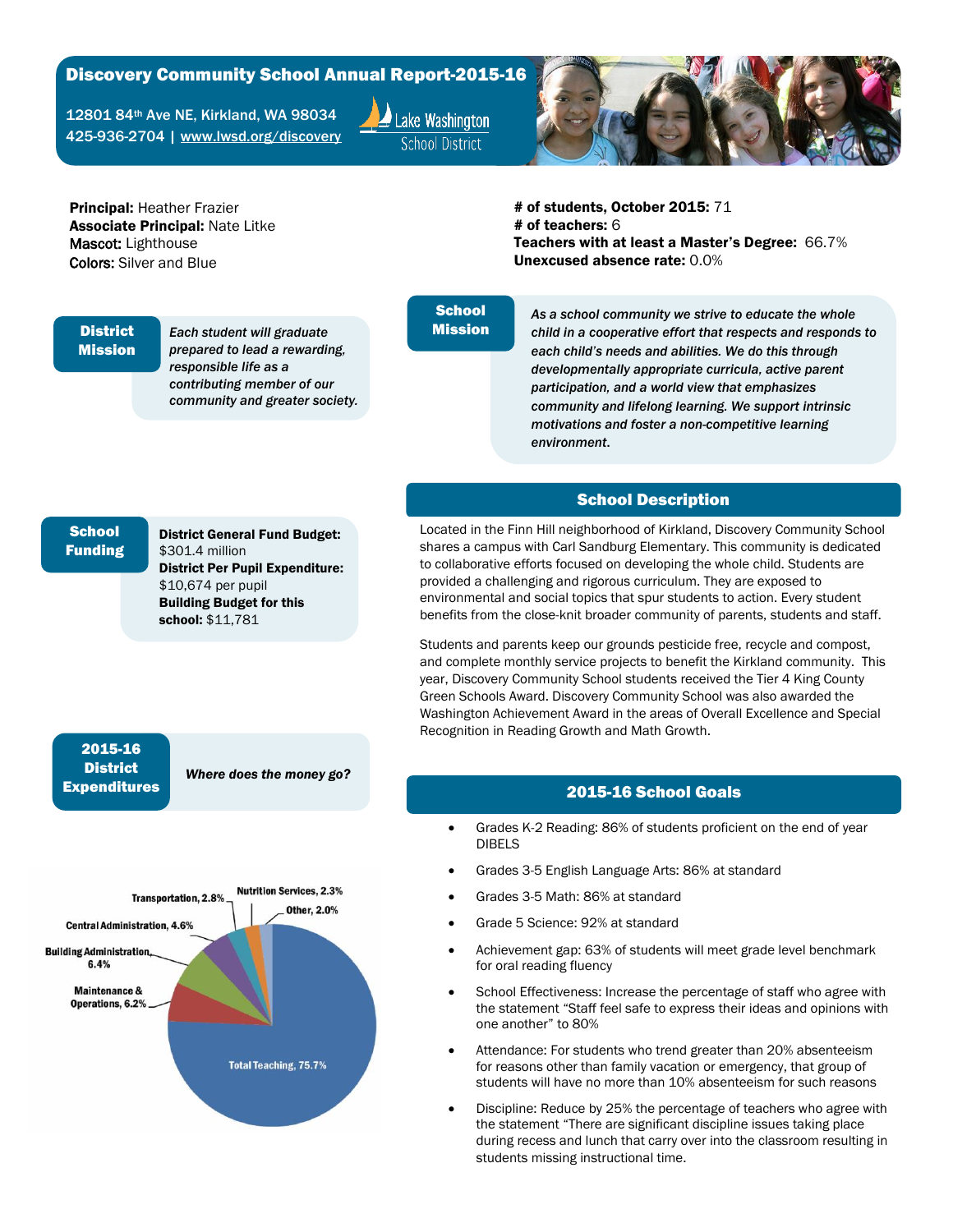# Discovery Community School Annual Report-2015-16

12801 84th Ave NE, Kirkland, WA 98034
425-936-2704 | www.lwsd.org/discovery

Lake Washington School District

**Principal:** Heather Frazier
**Associate Principal:** Nate Litke
**Mascot:** Lighthouse
**Colors:** Silver and Blue

**# of students, October 2015:** 71
**# of teachers:** 6
**Teachers with at least a Master's Degree:** 66.7%
**Unexcused absence rate:** 0.0%

## District Mission

***Each student will graduate prepared to lead a rewarding, responsible life as a contributing member of our community and greater society.***

## School Mission

***As a school community we strive to educate the whole child in a cooperative effort that respects and responds to each child's needs and abilities. We do this through developmentally appropriate curricula, active parent participation, and a world view that emphasizes community and lifelong learning. We support intrinsic motivations and foster a non-competitive learning environment.***

## School Funding

**District General Fund Budget:** $301.4 million
**District Per Pupil Expenditure:** $10,674 per pupil
**Building Budget for this school:** $11,781

## School Description

Located in the Finn Hill neighborhood of Kirkland, Discovery Community School shares a campus with Carl Sandburg Elementary. This community is dedicated to collaborative efforts focused on developing the whole child. Students are provided a challenging and rigorous curriculum. They are exposed to environmental and social topics that spur students to action. Every student benefits from the close-knit broader community of parents, students and staff.

Students and parents keep our grounds pesticide free, recycle and compost, and complete monthly service projects to benefit the Kirkland community. This year, Discovery Community School students received the Tier 4 King County Green Schools Award. Discovery Community School was also awarded the Washington Achievement Award in the areas of Overall Excellence and Special Recognition in Reading Growth and Math Growth.

## 2015-16 District Expenditures

***Where does the money go?***

- Total Teaching, 75.7%
- Maintenance & Operations, 6.2%
- Building Administration, 6.4%
- Central Administration, 4.6%
- Transportation, 2.8%
- Nutrition Services, 2.3%
- Other, 2.0%

## 2015-16 School Goals

- Grades K-2 Reading: 86% of students proficient on the end of year DIBELS
- Grades 3-5 English Language Arts: 86% at standard
- Grades 3-5 Math: 86% at standard
- Grade 5 Science: 92% at standard
- Achievement gap: 63% of students will meet grade level benchmark for oral reading fluency
- School Effectiveness: Increase the percentage of staff who agree with the statement "Staff feel safe to express their ideas and opinions with one another" to 80%
- Attendance: For students who trend greater than 20% absenteeism for reasons other than family vacation or emergency, that group of students will have no more than 10% absenteeism for such reasons
- Discipline: Reduce by 25% the percentage of teachers who agree with the statement "There are significant discipline issues taking place during recess and lunch that carry over into the classroom resulting in students missing instructional time.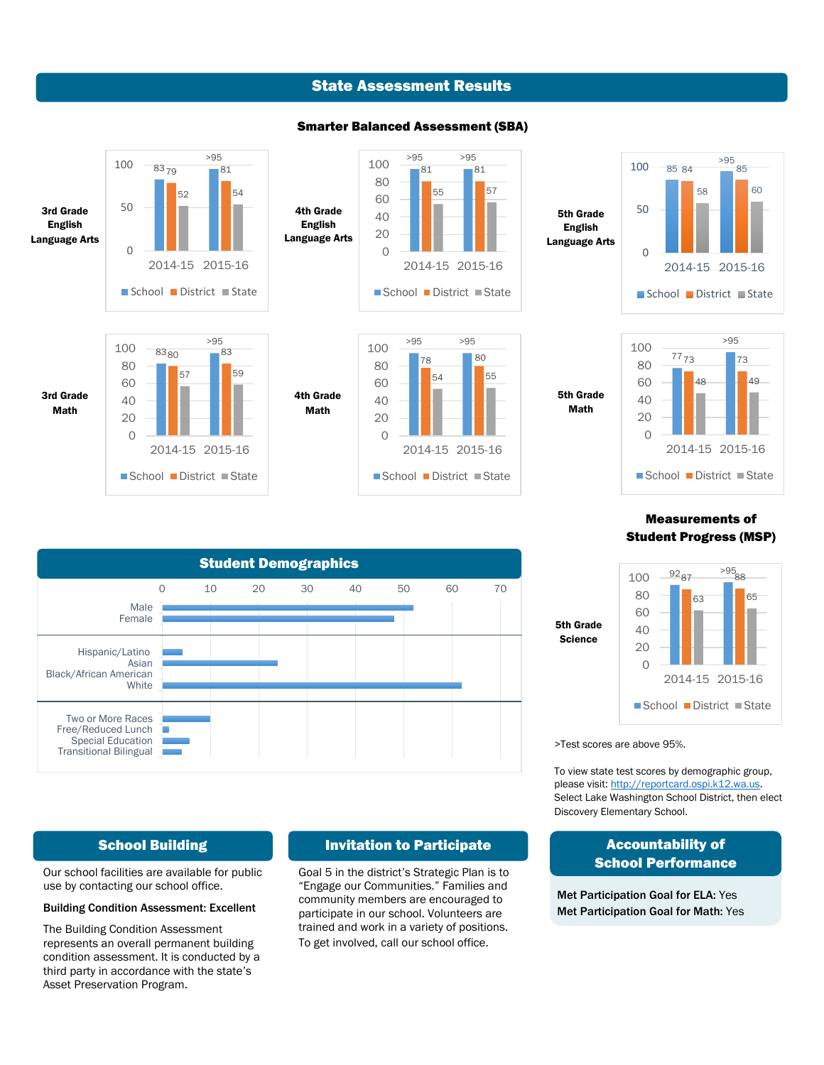# State Assessment Results

## Smarter Balanced Assessment (SBA)

**3rd Grade English Language Arts**

100
50
0
83 79 52
>95 81 54
2014-15 2015-16
School District State

**4th Grade English Language Arts**

100
80
60
40
20
0
>95 81 55
>95 81 57
2014-15 2015-16
School District State

**5th Grade English Language Arts**

100
50
0
85 84 58
>95 85 60
2014-15 2015-16
School District State

**3rd Grade Math**

100
80
60
40
20
0
83 80 57
>95 83 59
2014-15 2015-16
School District State

**4th Grade Math**

100
80
60
40
20
0
>95 78 54
>95 80 55
2014-15 2015-16
School District State

**5th Grade Math**

100
80
60
40
20
0
77 73 48
>95 73 49
2014-15 2015-16
School District State

## Measurements of Student Progress (MSP)

**5th Grade Science**

100
80
60
40
20
0
92 87 63
>95 88 65
2014-15 2015-16
School District State

>Test scores are above 95%.

To view state test scores by demographic group, please visit: http://reportcard.ospi.k12.wa.us. Select Lake Washington School District, then elect Discovery Elementary School.

## Student Demographics

0 10 20 30 40 50 60 70

Male
Female

Hispanic/Latino
Asian
Black/African American
White

Two or More Races
Free/Reduced Lunch
Special Education
Transitional Bilingual

## School Building

Our school facilities are available for public use by contacting our school office.

**Building Condition Assessment: Excellent**

The Building Condition Assessment represents an overall permanent building condition assessment. It is conducted by a third party in accordance with the state's Asset Preservation Program.

## Invitation to Participate

Goal 5 in the district's Strategic Plan is to "Engage our Communities." Families and community members are encouraged to participate in our school. Volunteers are trained and work in a variety of positions. To get involved, call our school office.

## Accountability of School Performance

**Met Participation Goal for ELA:** Yes
**Met Participation Goal for Math:** Yes